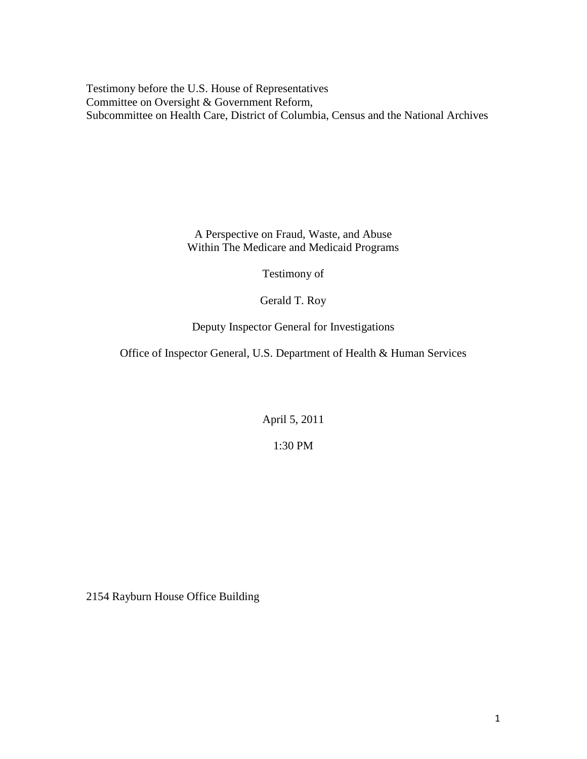Testimony before the U.S. House of Representatives
Committee on Oversight & Government Reform,
Subcommittee on Health Care, District of Columbia, Census and the National Archives

# A Perspective on Fraud, Waste, and Abuse Within The Medicare and Medicaid Programs

Testimony of

Gerald T. Roy

Deputy Inspector General for Investigations

Office of Inspector General, U.S. Department of Health & Human Services

April 5, 2011

1:30 PM

2154 Rayburn House Office Building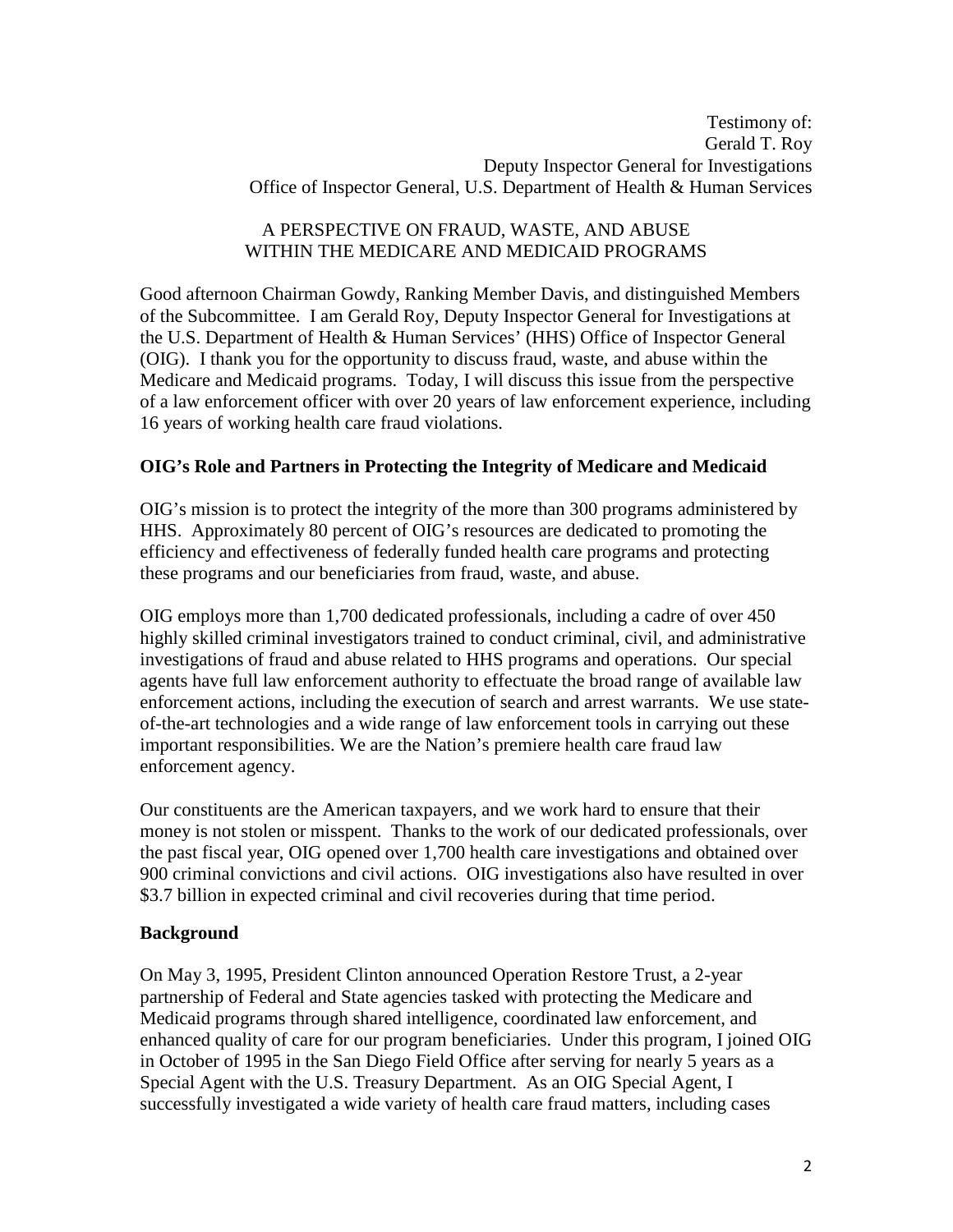Testimony of:
Gerald T. Roy
Deputy Inspector General for Investigations
Office of Inspector General, U.S. Department of Health & Human Services

A PERSPECTIVE ON FRAUD, WASTE, AND ABUSE
WITHIN THE MEDICARE AND MEDICAID PROGRAMS

Good afternoon Chairman Gowdy, Ranking Member Davis, and distinguished Members of the Subcommittee. I am Gerald Roy, Deputy Inspector General for Investigations at the U.S. Department of Health & Human Services' (HHS) Office of Inspector General (OIG). I thank you for the opportunity to discuss fraud, waste, and abuse within the Medicare and Medicaid programs. Today, I will discuss this issue from the perspective of a law enforcement officer with over 20 years of law enforcement experience, including 16 years of working health care fraud violations.

## OIG's Role and Partners in Protecting the Integrity of Medicare and Medicaid

OIG's mission is to protect the integrity of the more than 300 programs administered by HHS. Approximately 80 percent of OIG's resources are dedicated to promoting the efficiency and effectiveness of federally funded health care programs and protecting these programs and our beneficiaries from fraud, waste, and abuse.

OIG employs more than 1,700 dedicated professionals, including a cadre of over 450 highly skilled criminal investigators trained to conduct criminal, civil, and administrative investigations of fraud and abuse related to HHS programs and operations. Our special agents have full law enforcement authority to effectuate the broad range of available law enforcement actions, including the execution of search and arrest warrants. We use state-of-the-art technologies and a wide range of law enforcement tools in carrying out these important responsibilities. We are the Nation's premiere health care fraud law enforcement agency.

Our constituents are the American taxpayers, and we work hard to ensure that their money is not stolen or misspent. Thanks to the work of our dedicated professionals, over the past fiscal year, OIG opened over 1,700 health care investigations and obtained over 900 criminal convictions and civil actions. OIG investigations also have resulted in over $3.7 billion in expected criminal and civil recoveries during that time period.

## Background

On May 3, 1995, President Clinton announced Operation Restore Trust, a 2-year partnership of Federal and State agencies tasked with protecting the Medicare and Medicaid programs through shared intelligence, coordinated law enforcement, and enhanced quality of care for our program beneficiaries. Under this program, I joined OIG in October of 1995 in the San Diego Field Office after serving for nearly 5 years as a Special Agent with the U.S. Treasury Department. As an OIG Special Agent, I successfully investigated a wide variety of health care fraud matters, including cases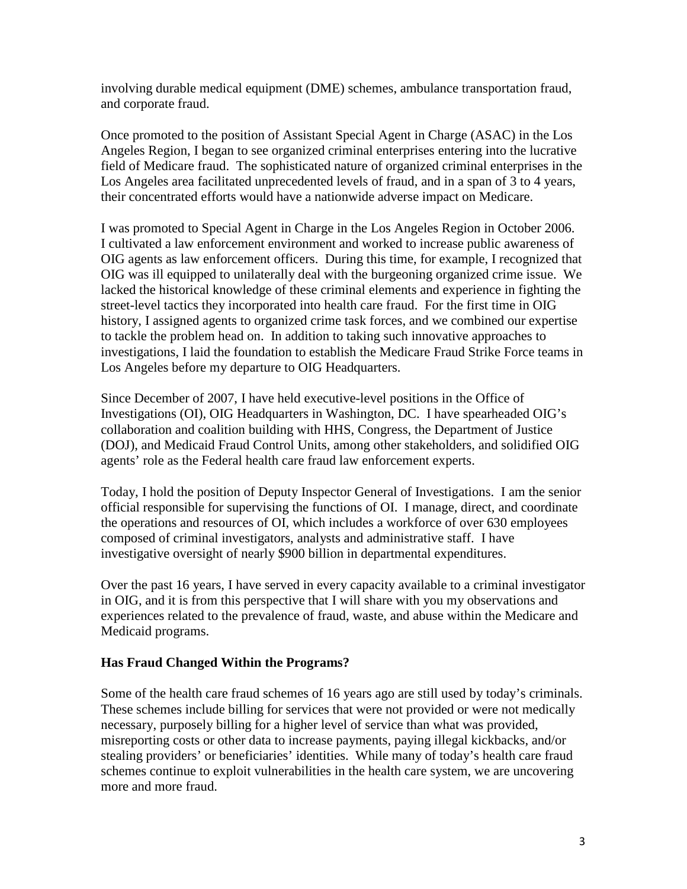involving durable medical equipment (DME) schemes, ambulance transportation fraud, and corporate fraud.

Once promoted to the position of Assistant Special Agent in Charge (ASAC) in the Los Angeles Region, I began to see organized criminal enterprises entering into the lucrative field of Medicare fraud. The sophisticated nature of organized criminal enterprises in the Los Angeles area facilitated unprecedented levels of fraud, and in a span of 3 to 4 years, their concentrated efforts would have a nationwide adverse impact on Medicare.

I was promoted to Special Agent in Charge in the Los Angeles Region in October 2006. I cultivated a law enforcement environment and worked to increase public awareness of OIG agents as law enforcement officers. During this time, for example, I recognized that OIG was ill equipped to unilaterally deal with the burgeoning organized crime issue. We lacked the historical knowledge of these criminal elements and experience in fighting the street-level tactics they incorporated into health care fraud. For the first time in OIG history, I assigned agents to organized crime task forces, and we combined our expertise to tackle the problem head on. In addition to taking such innovative approaches to investigations, I laid the foundation to establish the Medicare Fraud Strike Force teams in Los Angeles before my departure to OIG Headquarters.

Since December of 2007, I have held executive-level positions in the Office of Investigations (OI), OIG Headquarters in Washington, DC. I have spearheaded OIG's collaboration and coalition building with HHS, Congress, the Department of Justice (DOJ), and Medicaid Fraud Control Units, among other stakeholders, and solidified OIG agents' role as the Federal health care fraud law enforcement experts.

Today, I hold the position of Deputy Inspector General of Investigations. I am the senior official responsible for supervising the functions of OI. I manage, direct, and coordinate the operations and resources of OI, which includes a workforce of over 630 employees composed of criminal investigators, analysts and administrative staff. I have investigative oversight of nearly $900 billion in departmental expenditures.

Over the past 16 years, I have served in every capacity available to a criminal investigator in OIG, and it is from this perspective that I will share with you my observations and experiences related to the prevalence of fraud, waste, and abuse within the Medicare and Medicaid programs.

**Has Fraud Changed Within the Programs?**

Some of the health care fraud schemes of 16 years ago are still used by today's criminals. These schemes include billing for services that were not provided or were not medically necessary, purposely billing for a higher level of service than what was provided, misreporting costs or other data to increase payments, paying illegal kickbacks, and/or stealing providers' or beneficiaries' identities. While many of today's health care fraud schemes continue to exploit vulnerabilities in the health care system, we are uncovering more and more fraud.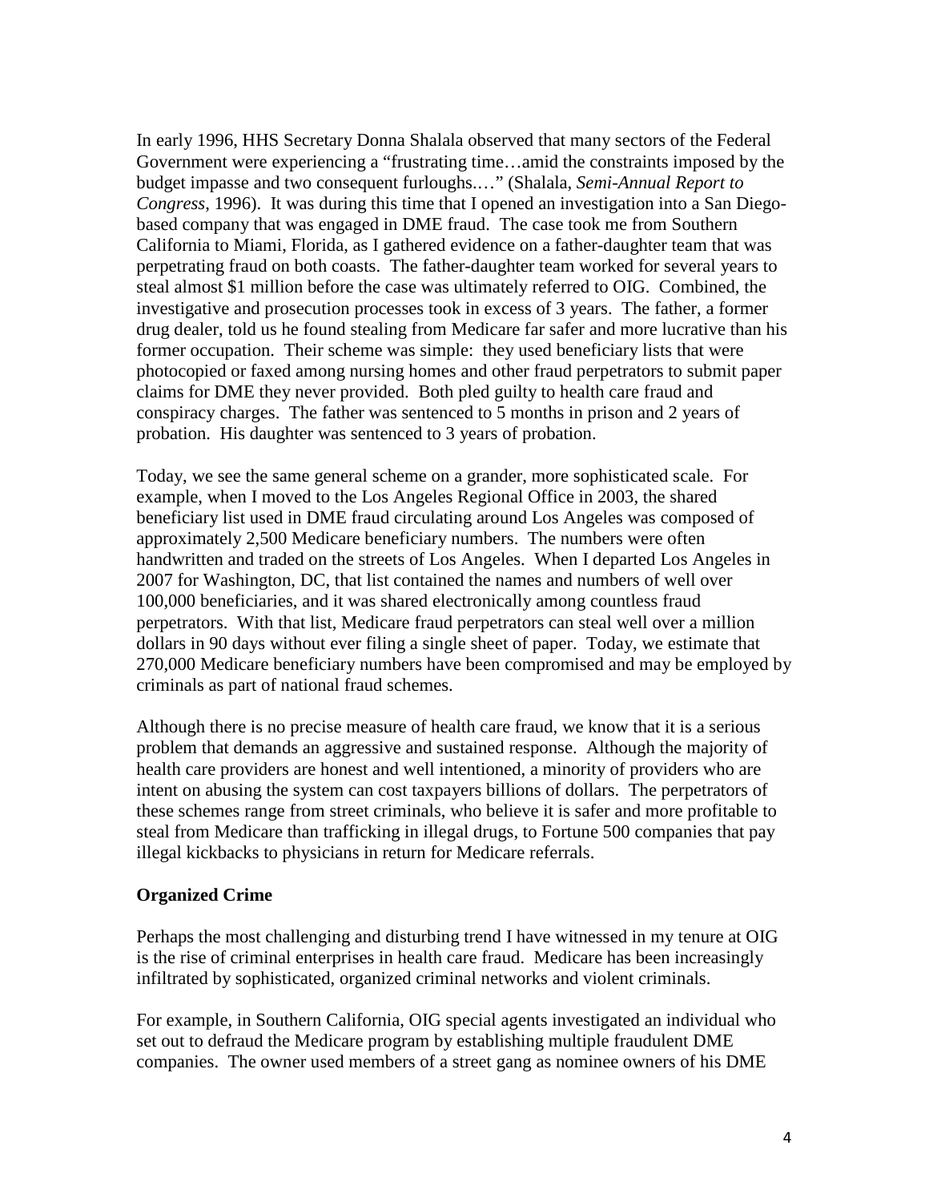In early 1996, HHS Secretary Donna Shalala observed that many sectors of the Federal Government were experiencing a "frustrating time…amid the constraints imposed by the budget impasse and two consequent furloughs.…" (Shalala, *Semi-Annual Report to Congress*, 1996). It was during this time that I opened an investigation into a San Diego-based company that was engaged in DME fraud. The case took me from Southern California to Miami, Florida, as I gathered evidence on a father-daughter team that was perpetrating fraud on both coasts. The father-daughter team worked for several years to steal almost $1 million before the case was ultimately referred to OIG. Combined, the investigative and prosecution processes took in excess of 3 years. The father, a former drug dealer, told us he found stealing from Medicare far safer and more lucrative than his former occupation. Their scheme was simple: they used beneficiary lists that were photocopied or faxed among nursing homes and other fraud perpetrators to submit paper claims for DME they never provided. Both pled guilty to health care fraud and conspiracy charges. The father was sentenced to 5 months in prison and 2 years of probation. His daughter was sentenced to 3 years of probation.

Today, we see the same general scheme on a grander, more sophisticated scale. For example, when I moved to the Los Angeles Regional Office in 2003, the shared beneficiary list used in DME fraud circulating around Los Angeles was composed of approximately 2,500 Medicare beneficiary numbers. The numbers were often handwritten and traded on the streets of Los Angeles. When I departed Los Angeles in 2007 for Washington, DC, that list contained the names and numbers of well over 100,000 beneficiaries, and it was shared electronically among countless fraud perpetrators. With that list, Medicare fraud perpetrators can steal well over a million dollars in 90 days without ever filing a single sheet of paper. Today, we estimate that 270,000 Medicare beneficiary numbers have been compromised and may be employed by criminals as part of national fraud schemes.

Although there is no precise measure of health care fraud, we know that it is a serious problem that demands an aggressive and sustained response. Although the majority of health care providers are honest and well intentioned, a minority of providers who are intent on abusing the system can cost taxpayers billions of dollars. The perpetrators of these schemes range from street criminals, who believe it is safer and more profitable to steal from Medicare than trafficking in illegal drugs, to Fortune 500 companies that pay illegal kickbacks to physicians in return for Medicare referrals.

**Organized Crime**

Perhaps the most challenging and disturbing trend I have witnessed in my tenure at OIG is the rise of criminal enterprises in health care fraud. Medicare has been increasingly infiltrated by sophisticated, organized criminal networks and violent criminals.

For example, in Southern California, OIG special agents investigated an individual who set out to defraud the Medicare program by establishing multiple fraudulent DME companies. The owner used members of a street gang as nominee owners of his DME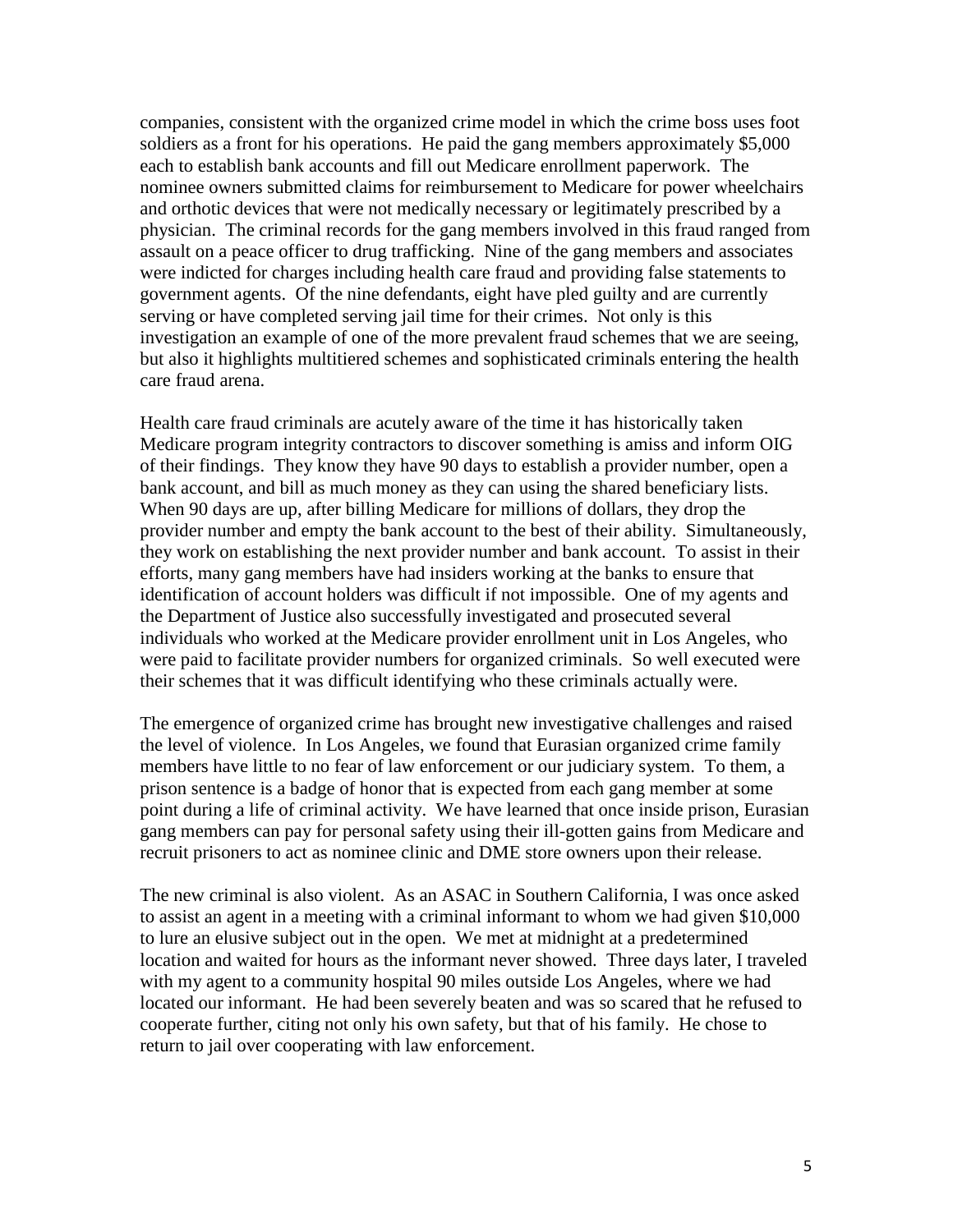companies, consistent with the organized crime model in which the crime boss uses foot soldiers as a front for his operations. He paid the gang members approximately $5,000 each to establish bank accounts and fill out Medicare enrollment paperwork. The nominee owners submitted claims for reimbursement to Medicare for power wheelchairs and orthotic devices that were not medically necessary or legitimately prescribed by a physician. The criminal records for the gang members involved in this fraud ranged from assault on a peace officer to drug trafficking. Nine of the gang members and associates were indicted for charges including health care fraud and providing false statements to government agents. Of the nine defendants, eight have pled guilty and are currently serving or have completed serving jail time for their crimes. Not only is this investigation an example of one of the more prevalent fraud schemes that we are seeing, but also it highlights multitiered schemes and sophisticated criminals entering the health care fraud arena.

Health care fraud criminals are acutely aware of the time it has historically taken Medicare program integrity contractors to discover something is amiss and inform OIG of their findings. They know they have 90 days to establish a provider number, open a bank account, and bill as much money as they can using the shared beneficiary lists. When 90 days are up, after billing Medicare for millions of dollars, they drop the provider number and empty the bank account to the best of their ability. Simultaneously, they work on establishing the next provider number and bank account. To assist in their efforts, many gang members have had insiders working at the banks to ensure that identification of account holders was difficult if not impossible. One of my agents and the Department of Justice also successfully investigated and prosecuted several individuals who worked at the Medicare provider enrollment unit in Los Angeles, who were paid to facilitate provider numbers for organized criminals. So well executed were their schemes that it was difficult identifying who these criminals actually were.

The emergence of organized crime has brought new investigative challenges and raised the level of violence. In Los Angeles, we found that Eurasian organized crime family members have little to no fear of law enforcement or our judiciary system. To them, a prison sentence is a badge of honor that is expected from each gang member at some point during a life of criminal activity. We have learned that once inside prison, Eurasian gang members can pay for personal safety using their ill-gotten gains from Medicare and recruit prisoners to act as nominee clinic and DME store owners upon their release.

The new criminal is also violent. As an ASAC in Southern California, I was once asked to assist an agent in a meeting with a criminal informant to whom we had given $10,000 to lure an elusive subject out in the open. We met at midnight at a predetermined location and waited for hours as the informant never showed. Three days later, I traveled with my agent to a community hospital 90 miles outside Los Angeles, where we had located our informant. He had been severely beaten and was so scared that he refused to cooperate further, citing not only his own safety, but that of his family. He chose to return to jail over cooperating with law enforcement.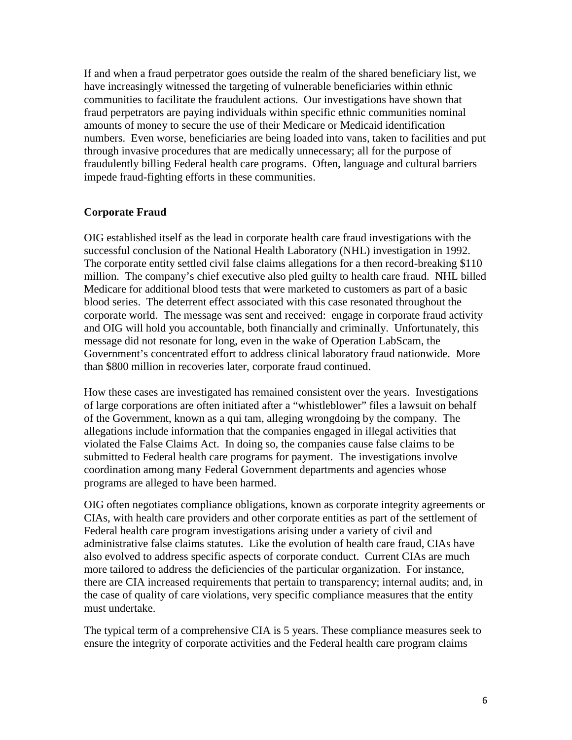If and when a fraud perpetrator goes outside the realm of the shared beneficiary list, we have increasingly witnessed the targeting of vulnerable beneficiaries within ethnic communities to facilitate the fraudulent actions. Our investigations have shown that fraud perpetrators are paying individuals within specific ethnic communities nominal amounts of money to secure the use of their Medicare or Medicaid identification numbers. Even worse, beneficiaries are being loaded into vans, taken to facilities and put through invasive procedures that are medically unnecessary; all for the purpose of fraudulently billing Federal health care programs. Often, language and cultural barriers impede fraud-fighting efforts in these communities.

**Corporate Fraud**

OIG established itself as the lead in corporate health care fraud investigations with the successful conclusion of the National Health Laboratory (NHL) investigation in 1992. The corporate entity settled civil false claims allegations for a then record-breaking $110 million. The company's chief executive also pled guilty to health care fraud. NHL billed Medicare for additional blood tests that were marketed to customers as part of a basic blood series. The deterrent effect associated with this case resonated throughout the corporate world. The message was sent and received: engage in corporate fraud activity and OIG will hold you accountable, both financially and criminally. Unfortunately, this message did not resonate for long, even in the wake of Operation LabScam, the Government's concentrated effort to address clinical laboratory fraud nationwide. More than $800 million in recoveries later, corporate fraud continued.

How these cases are investigated has remained consistent over the years. Investigations of large corporations are often initiated after a "whistleblower" files a lawsuit on behalf of the Government, known as a qui tam, alleging wrongdoing by the company. The allegations include information that the companies engaged in illegal activities that violated the False Claims Act. In doing so, the companies cause false claims to be submitted to Federal health care programs for payment. The investigations involve coordination among many Federal Government departments and agencies whose programs are alleged to have been harmed.

OIG often negotiates compliance obligations, known as corporate integrity agreements or CIAs, with health care providers and other corporate entities as part of the settlement of Federal health care program investigations arising under a variety of civil and administrative false claims statutes. Like the evolution of health care fraud, CIAs have also evolved to address specific aspects of corporate conduct. Current CIAs are much more tailored to address the deficiencies of the particular organization. For instance, there are CIA increased requirements that pertain to transparency; internal audits; and, in the case of quality of care violations, very specific compliance measures that the entity must undertake.

The typical term of a comprehensive CIA is 5 years. These compliance measures seek to ensure the integrity of corporate activities and the Federal health care program claims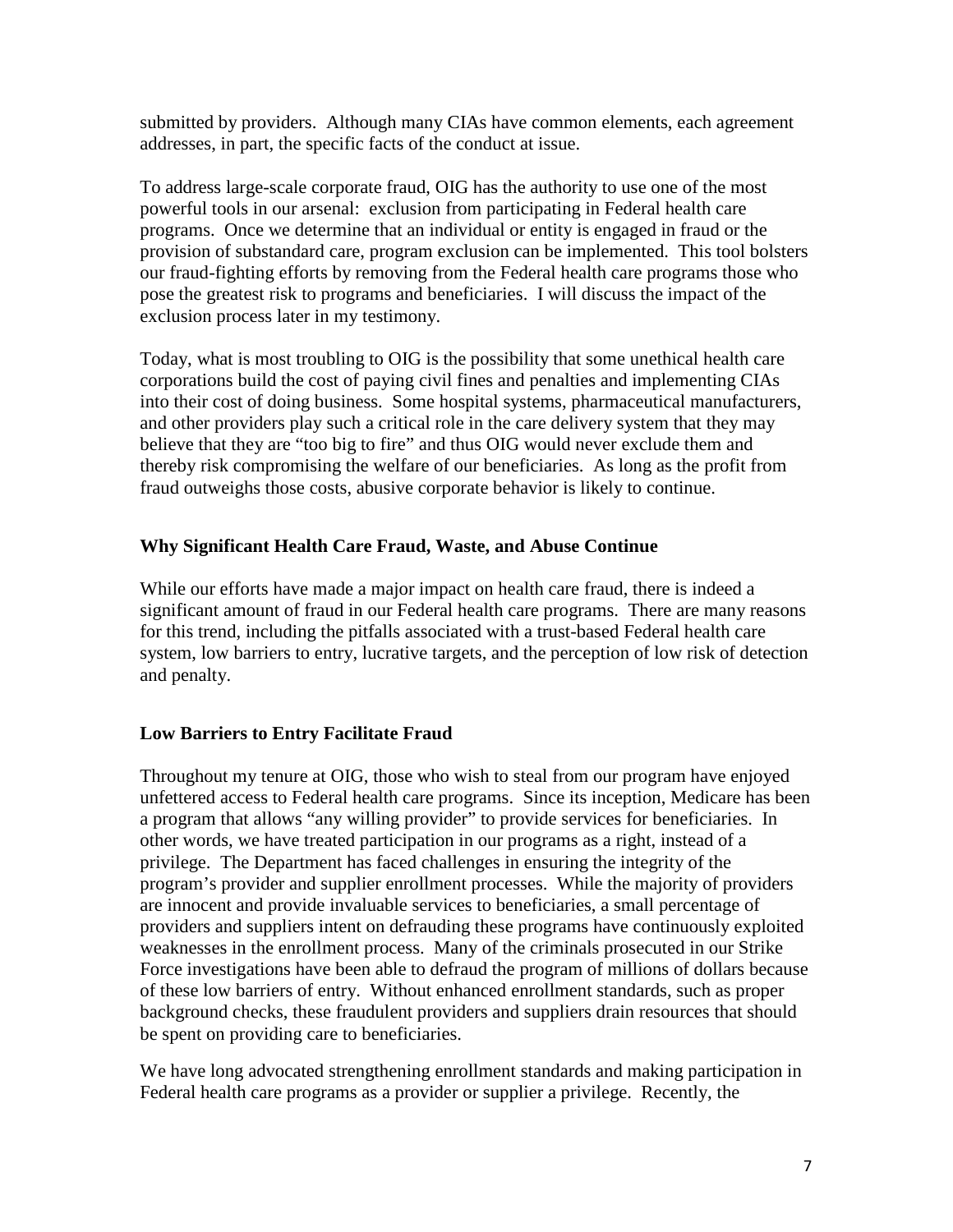submitted by providers. Although many CIAs have common elements, each agreement addresses, in part, the specific facts of the conduct at issue.

To address large-scale corporate fraud, OIG has the authority to use one of the most powerful tools in our arsenal: exclusion from participating in Federal health care programs. Once we determine that an individual or entity is engaged in fraud or the provision of substandard care, program exclusion can be implemented. This tool bolsters our fraud-fighting efforts by removing from the Federal health care programs those who pose the greatest risk to programs and beneficiaries. I will discuss the impact of the exclusion process later in my testimony.

Today, what is most troubling to OIG is the possibility that some unethical health care corporations build the cost of paying civil fines and penalties and implementing CIAs into their cost of doing business. Some hospital systems, pharmaceutical manufacturers, and other providers play such a critical role in the care delivery system that they may believe that they are "too big to fire" and thus OIG would never exclude them and thereby risk compromising the welfare of our beneficiaries. As long as the profit from fraud outweighs those costs, abusive corporate behavior is likely to continue.

## Why Significant Health Care Fraud, Waste, and Abuse Continue

While our efforts have made a major impact on health care fraud, there is indeed a significant amount of fraud in our Federal health care programs. There are many reasons for this trend, including the pitfalls associated with a trust-based Federal health care system, low barriers to entry, lucrative targets, and the perception of low risk of detection and penalty.

## Low Barriers to Entry Facilitate Fraud

Throughout my tenure at OIG, those who wish to steal from our program have enjoyed unfettered access to Federal health care programs. Since its inception, Medicare has been a program that allows "any willing provider" to provide services for beneficiaries. In other words, we have treated participation in our programs as a right, instead of a privilege. The Department has faced challenges in ensuring the integrity of the program's provider and supplier enrollment processes. While the majority of providers are innocent and provide invaluable services to beneficiaries, a small percentage of providers and suppliers intent on defrauding these programs have continuously exploited weaknesses in the enrollment process. Many of the criminals prosecuted in our Strike Force investigations have been able to defraud the program of millions of dollars because of these low barriers of entry. Without enhanced enrollment standards, such as proper background checks, these fraudulent providers and suppliers drain resources that should be spent on providing care to beneficiaries.

We have long advocated strengthening enrollment standards and making participation in Federal health care programs as a provider or supplier a privilege. Recently, the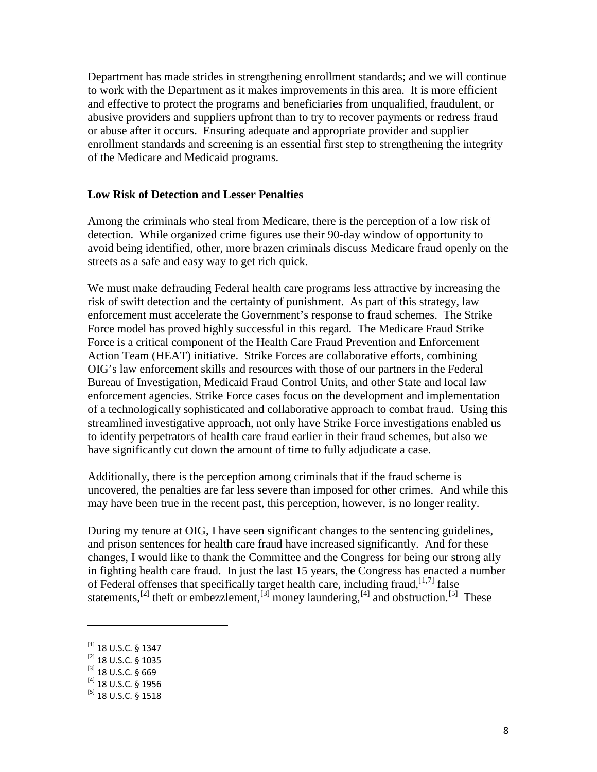Department has made strides in strengthening enrollment standards; and we will continue to work with the Department as it makes improvements in this area. It is more efficient and effective to protect the programs and beneficiaries from unqualified, fraudulent, or abusive providers and suppliers upfront than to try to recover payments or redress fraud or abuse after it occurs. Ensuring adequate and appropriate provider and supplier enrollment standards and screening is an essential first step to strengthening the integrity of the Medicare and Medicaid programs.

**Low Risk of Detection and Lesser Penalties**

Among the criminals who steal from Medicare, there is the perception of a low risk of detection. While organized crime figures use their 90-day window of opportunity to avoid being identified, other, more brazen criminals discuss Medicare fraud openly on the streets as a safe and easy way to get rich quick.

We must make defrauding Federal health care programs less attractive by increasing the risk of swift detection and the certainty of punishment. As part of this strategy, law enforcement must accelerate the Government's response to fraud schemes. The Strike Force model has proved highly successful in this regard. The Medicare Fraud Strike Force is a critical component of the Health Care Fraud Prevention and Enforcement Action Team (HEAT) initiative. Strike Forces are collaborative efforts, combining OIG's law enforcement skills and resources with those of our partners in the Federal Bureau of Investigation, Medicaid Fraud Control Units, and other State and local law enforcement agencies. Strike Force cases focus on the development and implementation of a technologically sophisticated and collaborative approach to combat fraud. Using this streamlined investigative approach, not only have Strike Force investigations enabled us to identify perpetrators of health care fraud earlier in their fraud schemes, but also we have significantly cut down the amount of time to fully adjudicate a case.

Additionally, there is the perception among criminals that if the fraud scheme is uncovered, the penalties are far less severe than imposed for other crimes. And while this may have been true in the recent past, this perception, however, is no longer reality.

During my tenure at OIG, I have seen significant changes to the sentencing guidelines, and prison sentences for health care fraud have increased significantly. And for these changes, I would like to thank the Committee and the Congress for being our strong ally in fighting health care fraud. In just the last 15 years, the Congress has enacted a number of Federal offenses that specifically target health care, including fraud,[1,7] false statements,[2] theft or embezzlement,[3] money laundering,[4] and obstruction.[5] These

---

[1] 18 U.S.C. § 1347
[2] 18 U.S.C. § 1035
[3] 18 U.S.C. § 669
[4] 18 U.S.C. § 1956
[5] 18 U.S.C. § 1518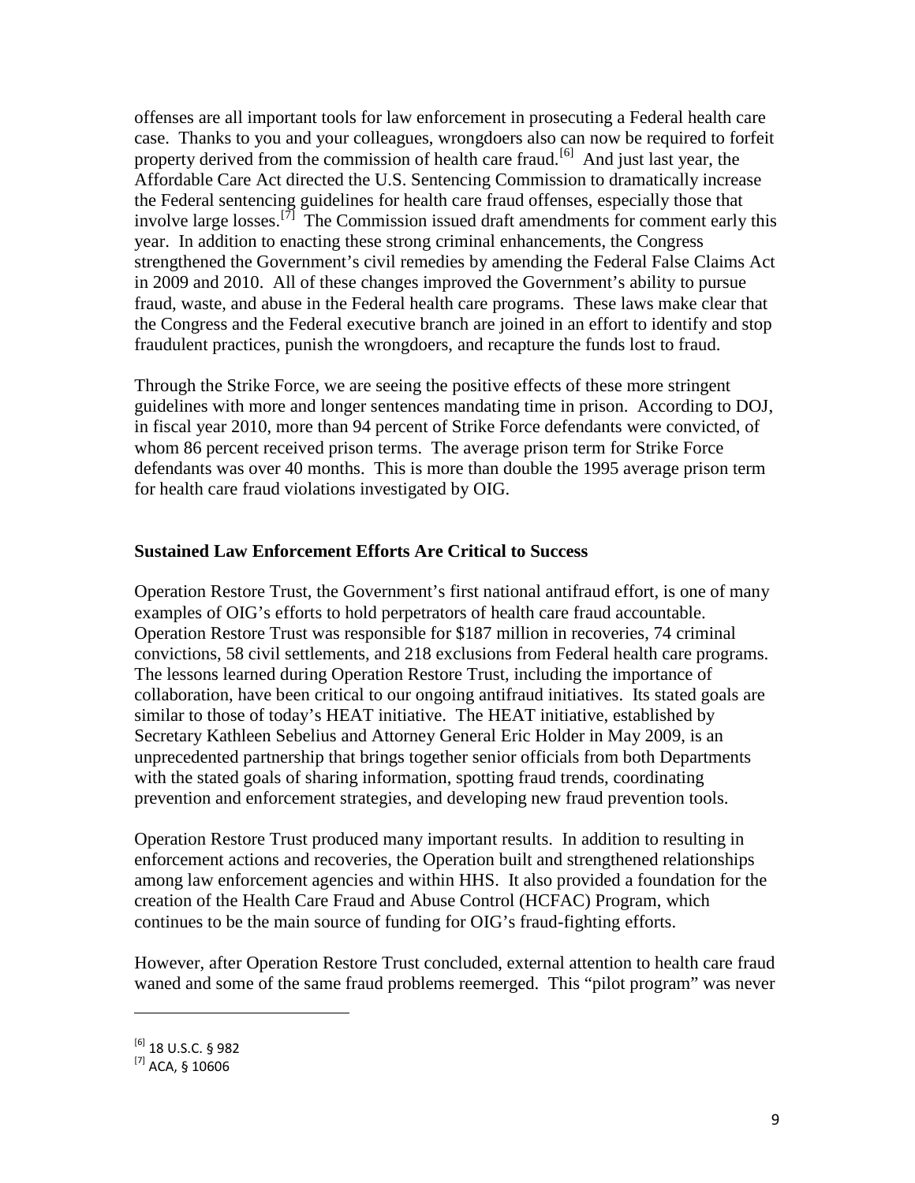offenses are all important tools for law enforcement in prosecuting a Federal health care case. Thanks to you and your colleagues, wrongdoers also can now be required to forfeit property derived from the commission of health care fraud.[6] And just last year, the Affordable Care Act directed the U.S. Sentencing Commission to dramatically increase the Federal sentencing guidelines for health care fraud offenses, especially those that involve large losses.[7] The Commission issued draft amendments for comment early this year. In addition to enacting these strong criminal enhancements, the Congress strengthened the Government's civil remedies by amending the Federal False Claims Act in 2009 and 2010. All of these changes improved the Government's ability to pursue fraud, waste, and abuse in the Federal health care programs. These laws make clear that the Congress and the Federal executive branch are joined in an effort to identify and stop fraudulent practices, punish the wrongdoers, and recapture the funds lost to fraud.

Through the Strike Force, we are seeing the positive effects of these more stringent guidelines with more and longer sentences mandating time in prison. According to DOJ, in fiscal year 2010, more than 94 percent of Strike Force defendants were convicted, of whom 86 percent received prison terms. The average prison term for Strike Force defendants was over 40 months. This is more than double the 1995 average prison term for health care fraud violations investigated by OIG.

**Sustained Law Enforcement Efforts Are Critical to Success**

Operation Restore Trust, the Government's first national antifraud effort, is one of many examples of OIG's efforts to hold perpetrators of health care fraud accountable. Operation Restore Trust was responsible for $187 million in recoveries, 74 criminal convictions, 58 civil settlements, and 218 exclusions from Federal health care programs. The lessons learned during Operation Restore Trust, including the importance of collaboration, have been critical to our ongoing antifraud initiatives. Its stated goals are similar to those of today's HEAT initiative. The HEAT initiative, established by Secretary Kathleen Sebelius and Attorney General Eric Holder in May 2009, is an unprecedented partnership that brings together senior officials from both Departments with the stated goals of sharing information, spotting fraud trends, coordinating prevention and enforcement strategies, and developing new fraud prevention tools.

Operation Restore Trust produced many important results. In addition to resulting in enforcement actions and recoveries, the Operation built and strengthened relationships among law enforcement agencies and within HHS. It also provided a foundation for the creation of the Health Care Fraud and Abuse Control (HCFAC) Program, which continues to be the main source of funding for OIG's fraud-fighting efforts.

However, after Operation Restore Trust concluded, external attention to health care fraud waned and some of the same fraud problems reemerged. This "pilot program" was never

[6] 18 U.S.C. § 982

[7] ACA, § 10606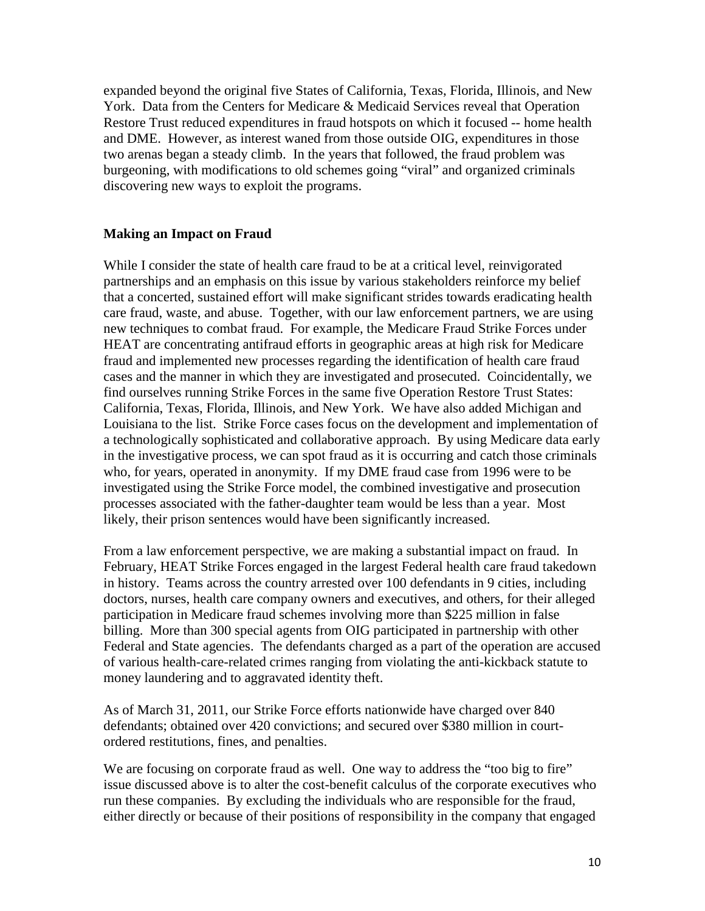expanded beyond the original five States of California, Texas, Florida, Illinois, and New York. Data from the Centers for Medicare & Medicaid Services reveal that Operation Restore Trust reduced expenditures in fraud hotspots on which it focused -- home health and DME. However, as interest waned from those outside OIG, expenditures in those two arenas began a steady climb. In the years that followed, the fraud problem was burgeoning, with modifications to old schemes going "viral" and organized criminals discovering new ways to exploit the programs.

## Making an Impact on Fraud

While I consider the state of health care fraud to be at a critical level, reinvigorated partnerships and an emphasis on this issue by various stakeholders reinforce my belief that a concerted, sustained effort will make significant strides towards eradicating health care fraud, waste, and abuse. Together, with our law enforcement partners, we are using new techniques to combat fraud. For example, the Medicare Fraud Strike Forces under HEAT are concentrating antifraud efforts in geographic areas at high risk for Medicare fraud and implemented new processes regarding the identification of health care fraud cases and the manner in which they are investigated and prosecuted. Coincidentally, we find ourselves running Strike Forces in the same five Operation Restore Trust States: California, Texas, Florida, Illinois, and New York. We have also added Michigan and Louisiana to the list. Strike Force cases focus on the development and implementation of a technologically sophisticated and collaborative approach. By using Medicare data early in the investigative process, we can spot fraud as it is occurring and catch those criminals who, for years, operated in anonymity. If my DME fraud case from 1996 were to be investigated using the Strike Force model, the combined investigative and prosecution processes associated with the father-daughter team would be less than a year. Most likely, their prison sentences would have been significantly increased.

From a law enforcement perspective, we are making a substantial impact on fraud. In February, HEAT Strike Forces engaged in the largest Federal health care fraud takedown in history. Teams across the country arrested over 100 defendants in 9 cities, including doctors, nurses, health care company owners and executives, and others, for their alleged participation in Medicare fraud schemes involving more than $225 million in false billing. More than 300 special agents from OIG participated in partnership with other Federal and State agencies. The defendants charged as a part of the operation are accused of various health-care-related crimes ranging from violating the anti-kickback statute to money laundering and to aggravated identity theft.

As of March 31, 2011, our Strike Force efforts nationwide have charged over 840 defendants; obtained over 420 convictions; and secured over $380 million in court-ordered restitutions, fines, and penalties.

We are focusing on corporate fraud as well. One way to address the "too big to fire" issue discussed above is to alter the cost-benefit calculus of the corporate executives who run these companies. By excluding the individuals who are responsible for the fraud, either directly or because of their positions of responsibility in the company that engaged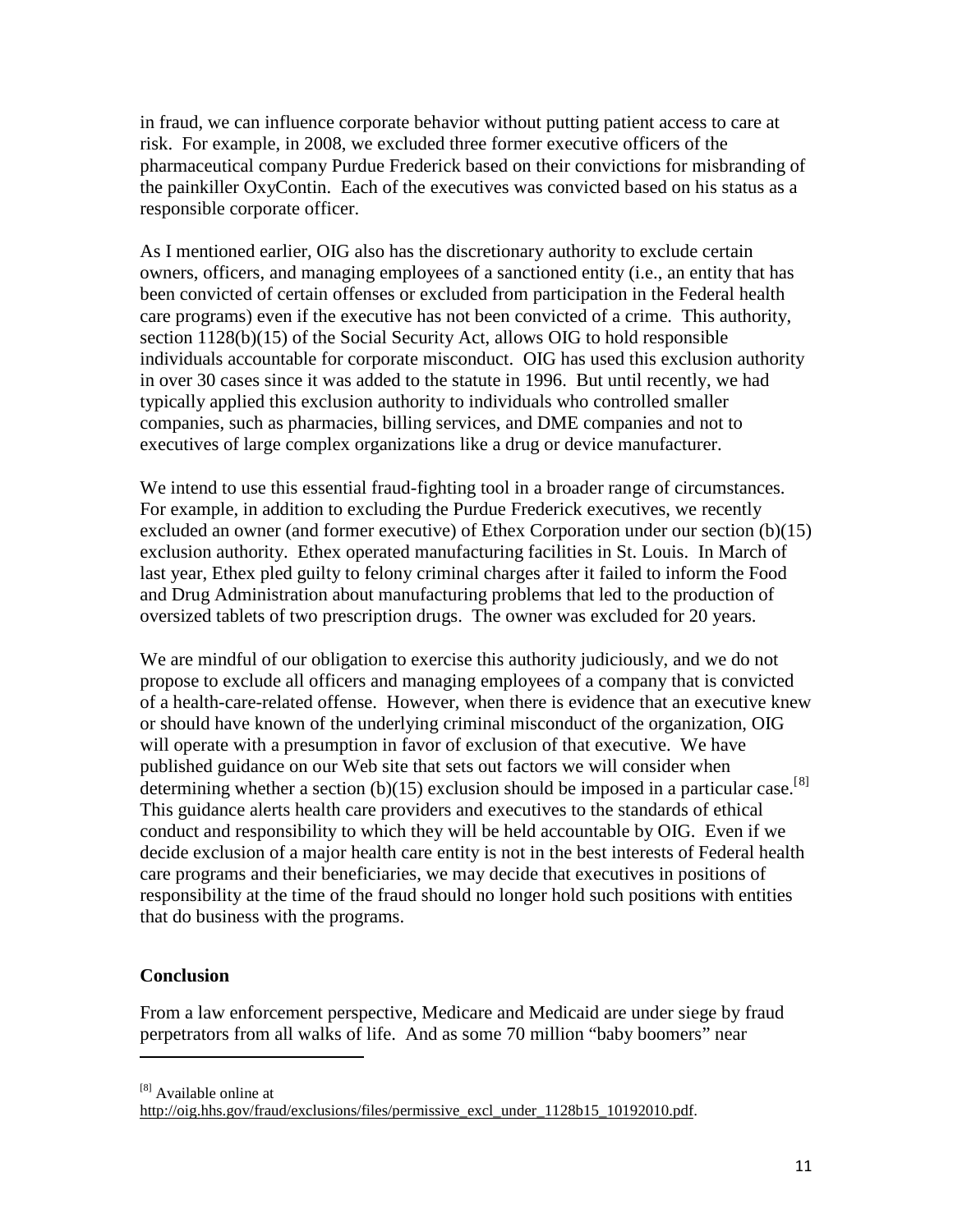in fraud, we can influence corporate behavior without putting patient access to care at risk. For example, in 2008, we excluded three former executive officers of the pharmaceutical company Purdue Frederick based on their convictions for misbranding of the painkiller OxyContin. Each of the executives was convicted based on his status as a responsible corporate officer.

As I mentioned earlier, OIG also has the discretionary authority to exclude certain owners, officers, and managing employees of a sanctioned entity (i.e., an entity that has been convicted of certain offenses or excluded from participation in the Federal health care programs) even if the executive has not been convicted of a crime. This authority, section 1128(b)(15) of the Social Security Act, allows OIG to hold responsible individuals accountable for corporate misconduct. OIG has used this exclusion authority in over 30 cases since it was added to the statute in 1996. But until recently, we had typically applied this exclusion authority to individuals who controlled smaller companies, such as pharmacies, billing services, and DME companies and not to executives of large complex organizations like a drug or device manufacturer.

We intend to use this essential fraud-fighting tool in a broader range of circumstances. For example, in addition to excluding the Purdue Frederick executives, we recently excluded an owner (and former executive) of Ethex Corporation under our section (b)(15) exclusion authority. Ethex operated manufacturing facilities in St. Louis. In March of last year, Ethex pled guilty to felony criminal charges after it failed to inform the Food and Drug Administration about manufacturing problems that led to the production of oversized tablets of two prescription drugs. The owner was excluded for 20 years.

We are mindful of our obligation to exercise this authority judiciously, and we do not propose to exclude all officers and managing employees of a company that is convicted of a health-care-related offense. However, when there is evidence that an executive knew or should have known of the underlying criminal misconduct of the organization, OIG will operate with a presumption in favor of exclusion of that executive. We have published guidance on our Web site that sets out factors we will consider when determining whether a section (b)(15) exclusion should be imposed in a particular case.[8] This guidance alerts health care providers and executives to the standards of ethical conduct and responsibility to which they will be held accountable by OIG. Even if we decide exclusion of a major health care entity is not in the best interests of Federal health care programs and their beneficiaries, we may decide that executives in positions of responsibility at the time of the fraud should no longer hold such positions with entities that do business with the programs.

## Conclusion

From a law enforcement perspective, Medicare and Medicaid are under siege by fraud perpetrators from all walks of life. And as some 70 million "baby boomers" near

---

[8] Available online at http://oig.hhs.gov/fraud/exclusions/files/permissive_excl_under_1128b15_10192010.pdf.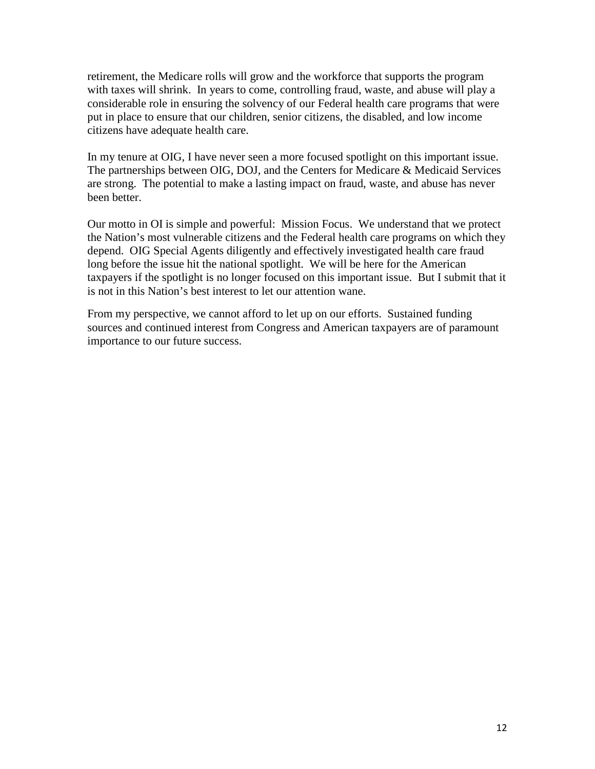retirement, the Medicare rolls will grow and the workforce that supports the program with taxes will shrink. In years to come, controlling fraud, waste, and abuse will play a considerable role in ensuring the solvency of our Federal health care programs that were put in place to ensure that our children, senior citizens, the disabled, and low income citizens have adequate health care.

In my tenure at OIG, I have never seen a more focused spotlight on this important issue. The partnerships between OIG, DOJ, and the Centers for Medicare & Medicaid Services are strong. The potential to make a lasting impact on fraud, waste, and abuse has never been better.

Our motto in OI is simple and powerful: Mission Focus. We understand that we protect the Nation's most vulnerable citizens and the Federal health care programs on which they depend. OIG Special Agents diligently and effectively investigated health care fraud long before the issue hit the national spotlight. We will be here for the American taxpayers if the spotlight is no longer focused on this important issue. But I submit that it is not in this Nation's best interest to let our attention wane.

From my perspective, we cannot afford to let up on our efforts. Sustained funding sources and continued interest from Congress and American taxpayers are of paramount importance to our future success.